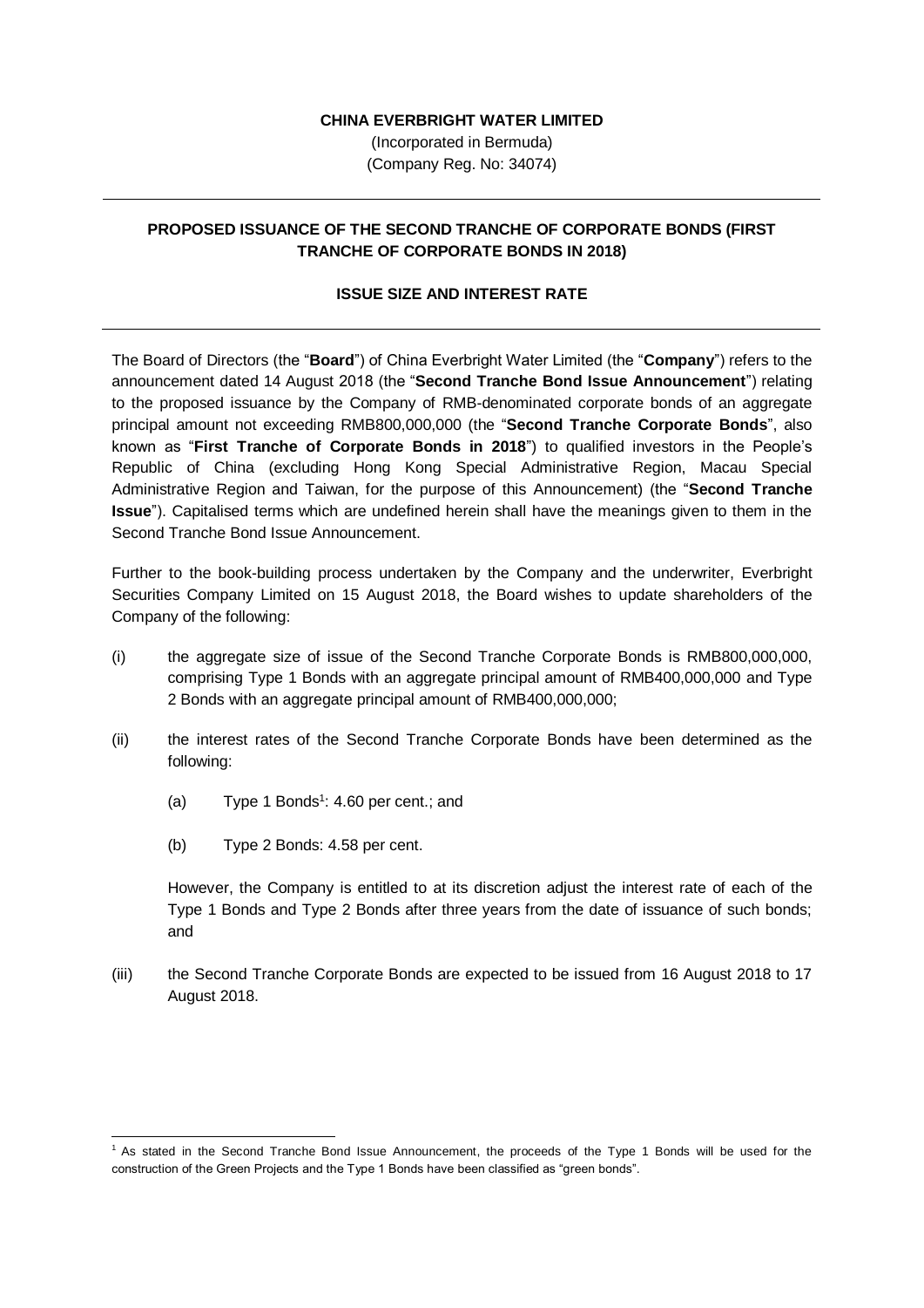**CHINA EVERBRIGHT WATER LIMITED**

(Incorporated in Bermuda)
(Company Reg. No: 34074)

---

**PROPOSED ISSUANCE OF THE SECOND TRANCHE OF CORPORATE BONDS (FIRST TRANCHE OF CORPORATE BONDS IN 2018)**

**ISSUE SIZE AND INTEREST RATE**

---

The Board of Directors (the "**Board**") of China Everbright Water Limited (the "**Company**") refers to the announcement dated 14 August 2018 (the "**Second Tranche Bond Issue Announcement**") relating to the proposed issuance by the Company of RMB-denominated corporate bonds of an aggregate principal amount not exceeding RMB800,000,000 (the "**Second Tranche Corporate Bonds**", also known as "**First Tranche of Corporate Bonds in 2018**") to qualified investors in the People's Republic of China (excluding Hong Kong Special Administrative Region, Macau Special Administrative Region and Taiwan, for the purpose of this Announcement) (the "**Second Tranche Issue**"). Capitalised terms which are undefined herein shall have the meanings given to them in the Second Tranche Bond Issue Announcement.

Further to the book-building process undertaken by the Company and the underwriter, Everbright Securities Company Limited on 15 August 2018, the Board wishes to update shareholders of the Company of the following:

(i) the aggregate size of issue of the Second Tranche Corporate Bonds is RMB800,000,000, comprising Type 1 Bonds with an aggregate principal amount of RMB400,000,000 and Type 2 Bonds with an aggregate principal amount of RMB400,000,000;

(ii) the interest rates of the Second Tranche Corporate Bonds have been determined as the following:

   (a) Type 1 Bonds[1]: 4.60 per cent.; and

   (b) Type 2 Bonds: 4.58 per cent.

   However, the Company is entitled to at its discretion adjust the interest rate of each of the Type 1 Bonds and Type 2 Bonds after three years from the date of issuance of such bonds; and

(iii) the Second Tranche Corporate Bonds are expected to be issued from 16 August 2018 to 17 August 2018.

---

[1] As stated in the Second Tranche Bond Issue Announcement, the proceeds of the Type 1 Bonds will be used for the construction of the Green Projects and the Type 1 Bonds have been classified as "green bonds".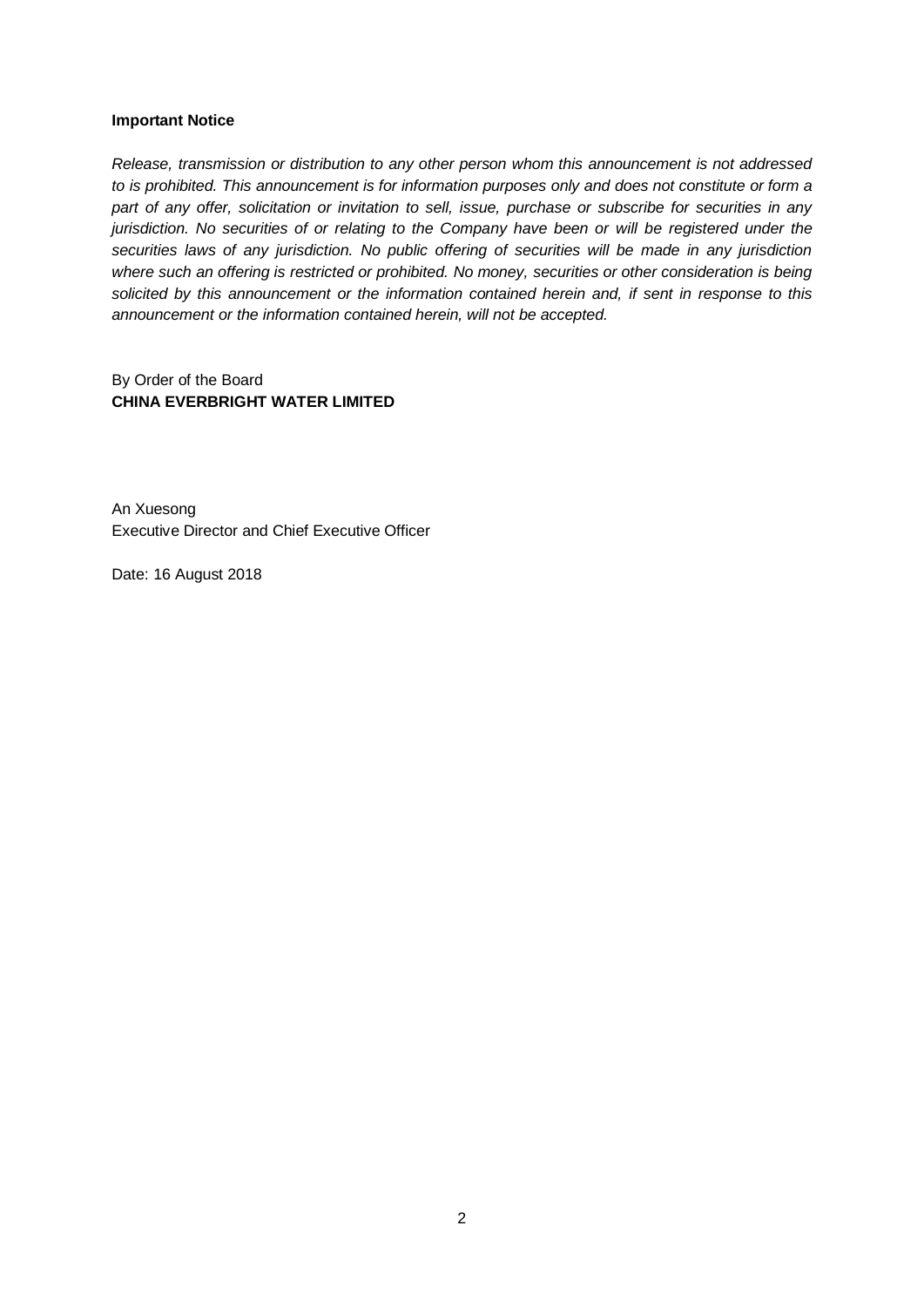**Important Notice**

*Release, transmission or distribution to any other person whom this announcement is not addressed to is prohibited. This announcement is for information purposes only and does not constitute or form a part of any offer, solicitation or invitation to sell, issue, purchase or subscribe for securities in any jurisdiction. No securities of or relating to the Company have been or will be registered under the securities laws of any jurisdiction. No public offering of securities will be made in any jurisdiction where such an offering is restricted or prohibited. No money, securities or other consideration is being solicited by this announcement or the information contained herein and, if sent in response to this announcement or the information contained herein, will not be accepted.*

By Order of the Board
**CHINA EVERBRIGHT WATER LIMITED**

An Xuesong
Executive Director and Chief Executive Officer

Date: 16 August 2018